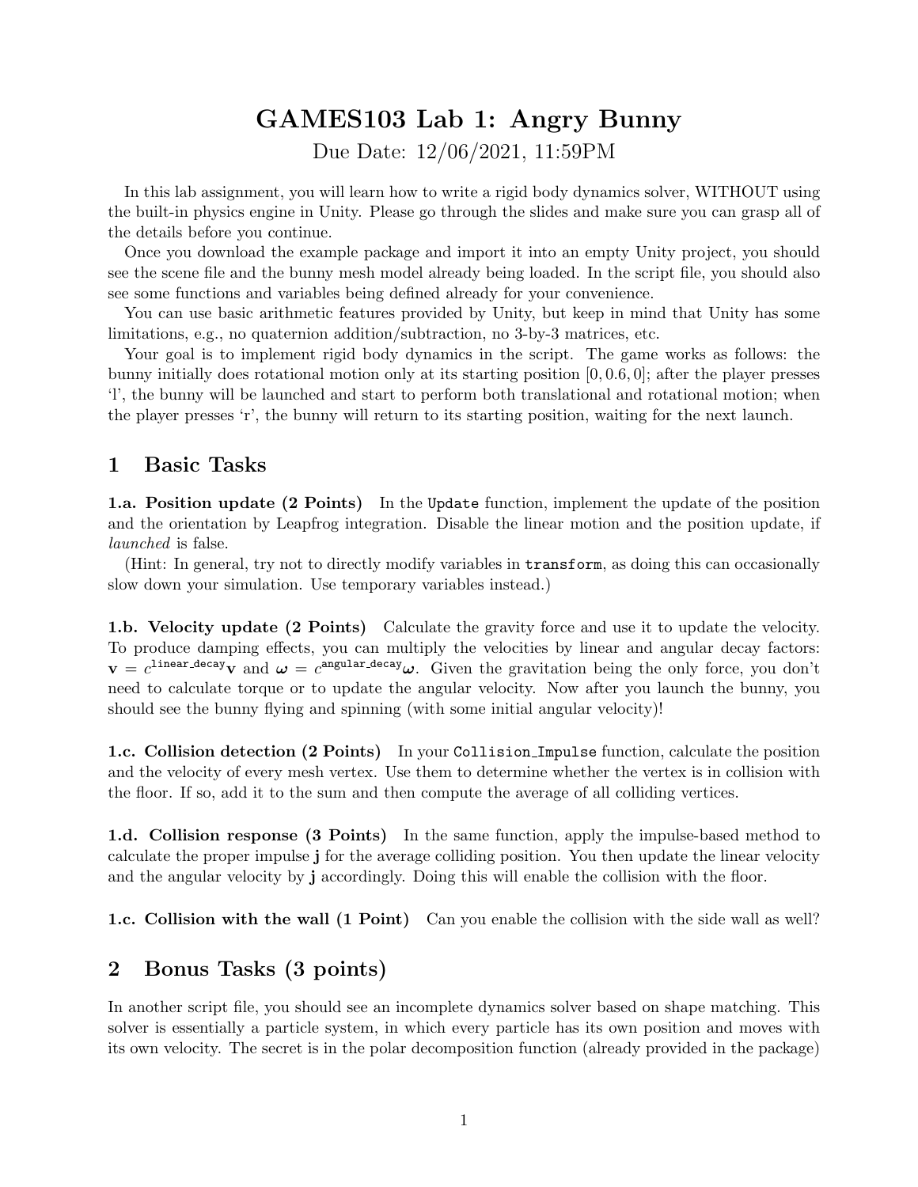# GAMES103 Lab 1: Angry Bunny

Due Date: 12/06/2021, 11:59PM

In this lab assignment, you will learn how to write a rigid body dynamics solver, WITHOUT using the built-in physics engine in Unity. Please go through the slides and make sure you can grasp all of the details before you continue.

Once you download the example package and import it into an empty Unity project, you should see the scene file and the bunny mesh model already being loaded. In the script file, you should also see some functions and variables being defined already for your convenience.

You can use basic arithmetic features provided by Unity, but keep in mind that Unity has some limitations, e.g., no quaternion addition/subtraction, no 3-by-3 matrices, etc.

Your goal is to implement rigid body dynamics in the script. The game works as follows: the bunny initially does rotational motion only at its starting position $[0, 0.6, 0]$; after the player presses 'l', the bunny will be launched and start to perform both translational and rotational motion; when the player presses 'r', the bunny will return to its starting position, waiting for the next launch.

## 1 Basic Tasks

**1.a. Position update (2 Points)** In the `Update` function, implement the update of the position and the orientation by Leapfrog integration. Disable the linear motion and the position update, if *launched* is false.

(Hint: In general, try not to directly modify variables in `transform`, as doing this can occasionally slow down your simulation. Use temporary variables instead.)

**1.b. Velocity update (2 Points)** Calculate the gravity force and use it to update the velocity. To produce damping effects, you can multiply the velocities by linear and angular decay factors: $\mathbf{v} = c^{\texttt{linear\_decay}}\mathbf{v}$ and $\boldsymbol{\omega} = c^{\texttt{angular\_decay}}\boldsymbol{\omega}$. Given the gravitation being the only force, you don't need to calculate torque or to update the angular velocity. Now after you launch the bunny, you should see the bunny flying and spinning (with some initial angular velocity)!

**1.c. Collision detection (2 Points)** In your `Collision_Impulse` function, calculate the position and the velocity of every mesh vertex. Use them to determine whether the vertex is in collision with the floor. If so, add it to the sum and then compute the average of all colliding vertices.

**1.d. Collision response (3 Points)** In the same function, apply the impulse-based method to calculate the proper impulse $\mathbf{j}$ for the average colliding position. You then update the linear velocity and the angular velocity by $\mathbf{j}$ accordingly. Doing this will enable the collision with the floor.

**1.c. Collision with the wall (1 Point)** Can you enable the collision with the side wall as well?

## 2 Bonus Tasks (3 points)

In another script file, you should see an incomplete dynamics solver based on shape matching. This solver is essentially a particle system, in which every particle has its own position and moves with its own velocity. The secret is in the polar decomposition function (already provided in the package)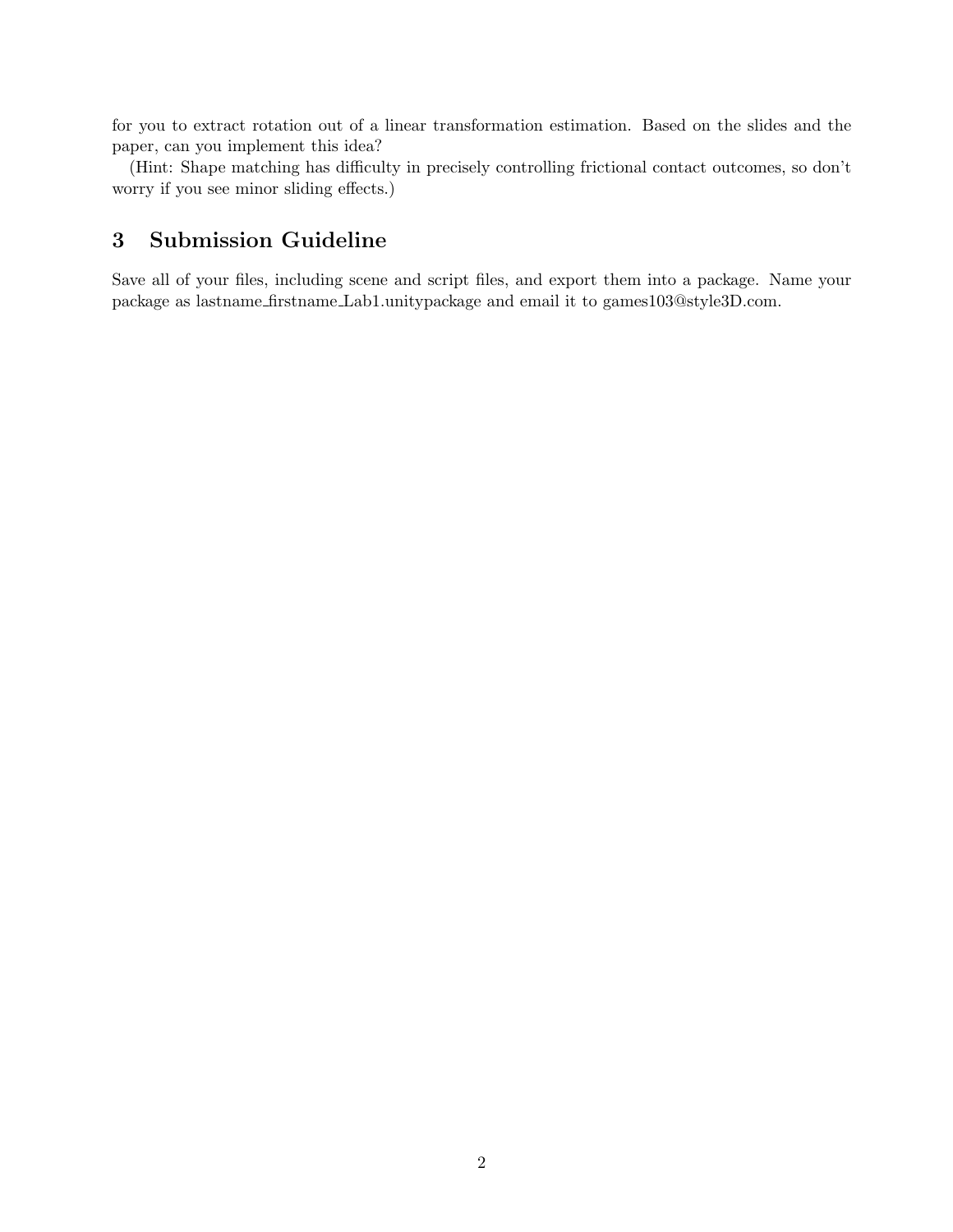for you to extract rotation out of a linear transformation estimation. Based on the slides and the paper, can you implement this idea?

(Hint: Shape matching has difficulty in precisely controlling frictional contact outcomes, so don't worry if you see minor sliding effects.)

## 3 Submission Guideline

Save all of your files, including scene and script files, and export them into a package. Name your package as lastname_firstname_Lab1.unitypackage and email it to games103@style3D.com.